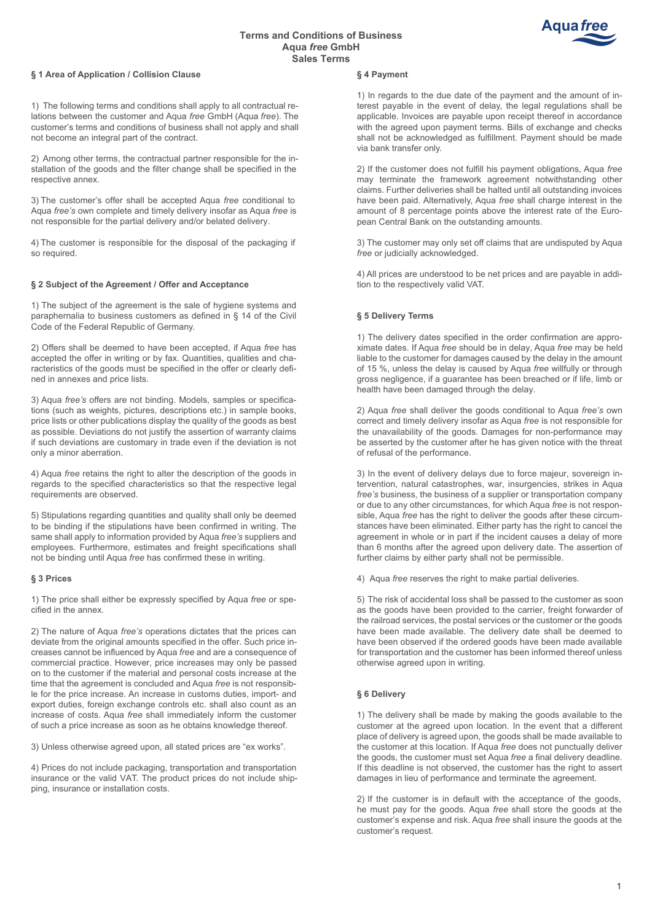# Terms and Conditions of Business
# Aqua *free* GmbH
# Sales Terms

## § 1 Area of Application / Collision Clause

1) The following terms and conditions shall apply to all contractual relations between the customer and Aqua *free* GmbH (Aqua *free*). The customer's terms and conditions of business shall not apply and shall not become an integral part of the contract.

2) Among other terms, the contractual partner responsible for the installation of the goods and the filter change shall be specified in the respective annex.

3) The customer's offer shall be accepted Aqua *free* conditional to Aqua *free's* own complete and timely delivery insofar as Aqua *free* is not responsible for the partial delivery and/or belated delivery.

4) The customer is responsible for the disposal of the packaging if so required.

## § 2 Subject of the Agreement / Offer and Acceptance

1) The subject of the agreement is the sale of hygiene systems and paraphernalia to business customers as defined in § 14 of the Civil Code of the Federal Republic of Germany.

2) Offers shall be deemed to have been accepted, if Aqua *free* has accepted the offer in writing or by fax. Quantities, qualities and characteristics of the goods must be specified in the offer or clearly defined in annexes and price lists.

3) Aqua *free's* offers are not binding. Models, samples or specifications (such as weights, pictures, descriptions etc.) in sample books, price lists or other publications display the quality of the goods as best as possible. Deviations do not justify the assertion of warranty claims if such deviations are customary in trade even if the deviation is not only a minor aberration.

4) Aqua *free* retains the right to alter the description of the goods in regards to the specified characteristics so that the respective legal requirements are observed.

5) Stipulations regarding quantities and quality shall only be deemed to be binding if the stipulations have been confirmed in writing. The same shall apply to information provided by Aqua *free's* suppliers and employees. Furthermore, estimates and freight specifications shall not be binding until Aqua *free* has confirmed these in writing.

## § 3 Prices

1) The price shall either be expressly specified by Aqua *free* or specified in the annex.

2) The nature of Aqua *free's* operations dictates that the prices can deviate from the original amounts specified in the offer. Such price increases cannot be influenced by Aqua *free* and are a consequence of commercial practice. However, price increases may only be passed on to the customer if the material and personal costs increase at the time that the agreement is concluded and Aqua *free* is not responsible for the price increase. An increase in customs duties, import- and export duties, foreign exchange controls etc. shall also count as an increase of costs. Aqua *free* shall immediately inform the customer of such a price increase as soon as he obtains knowledge thereof.

3) Unless otherwise agreed upon, all stated prices are "ex works".

4) Prices do not include packaging, transportation and transportation insurance or the valid VAT. The product prices do not include shipping, insurance or installation costs.

## § 4 Payment

1) In regards to the due date of the payment and the amount of interest payable in the event of delay, the legal regulations shall be applicable. Invoices are payable upon receipt thereof in accordance with the agreed upon payment terms. Bills of exchange and checks shall not be acknowledged as fulfillment. Payment should be made via bank transfer only.

2) If the customer does not fulfill his payment obligations, Aqua *free* may terminate the framework agreement notwithstanding other claims. Further deliveries shall be halted until all outstanding invoices have been paid. Alternatively, Aqua *free* shall charge interest in the amount of 8 percentage points above the interest rate of the European Central Bank on the outstanding amounts.

3) The customer may only set off claims that are undisputed by Aqua *free* or judicially acknowledged.

4) All prices are understood to be net prices and are payable in addition to the respectively valid VAT.

## § 5 Delivery Terms

1) The delivery dates specified in the order confirmation are approximate dates. If Aqua *free* should be in delay, Aqua *free* may be held liable to the customer for damages caused by the delay in the amount of 15 %, unless the delay is caused by Aqua *free* willfully or through gross negligence, if a guarantee has been breached or if life, limb or health have been damaged through the delay.

2) Aqua *free* shall deliver the goods conditional to Aqua *free's* own correct and timely delivery insofar as Aqua *free* is not responsible for the unavailability of the goods. Damages for non-performance may be asserted by the customer after he has given notice with the threat of refusal of the performance.

3) In the event of delivery delays due to force majeur, sovereign intervention, natural catastrophes, war, insurgencies, strikes in Aqua *free's* business, the business of a supplier or transportation company or due to any other circumstances, for which Aqua *free* is not responsible, Aqua *free* has the right to deliver the goods after these circumstances have been eliminated. Either party has the right to cancel the agreement in whole or in part if the incident causes a delay of more than 6 months after the agreed upon delivery date. The assertion of further claims by either party shall not be permissible.

4) Aqua *free* reserves the right to make partial deliveries.

5) The risk of accidental loss shall be passed to the customer as soon as the goods have been provided to the carrier, freight forwarder of the railroad services, the postal services or the customer or the goods have been made available. The delivery date shall be deemed to have been observed if the ordered goods have been made available for transportation and the customer has been informed thereof unless otherwise agreed upon in writing.

## § 6 Delivery

1) The delivery shall be made by making the goods available to the customer at the agreed upon location. In the event that a different place of delivery is agreed upon, the goods shall be made available to the customer at this location. If Aqua *free* does not punctually deliver the goods, the customer must set Aqua *free* a final delivery deadline. If this deadline is not observed, the customer has the right to assert damages in lieu of performance and terminate the agreement.

2) If the customer is in default with the acceptance of the goods, he must pay for the goods. Aqua *free* shall store the goods at the customer's expense and risk. Aqua *free* shall insure the goods at the customer's request.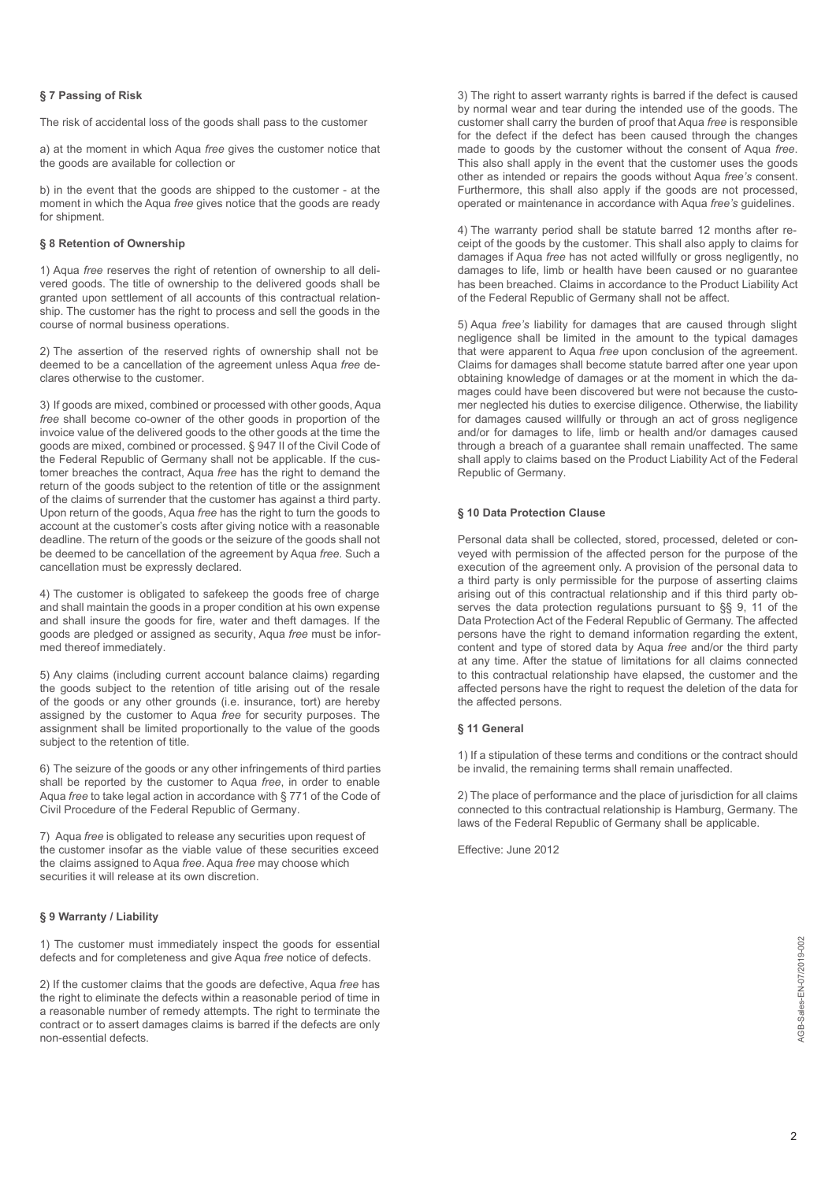## § 7 Passing of Risk

The risk of accidental loss of the goods shall pass to the customer

a) at the moment in which Aqua *free* gives the customer notice that the goods are available for collection or

b) in the event that the goods are shipped to the customer - at the moment in which the Aqua *free* gives notice that the goods are ready for shipment.

## § 8 Retention of Ownership

1) Aqua *free* reserves the right of retention of ownership to all delivered goods. The title of ownership to the delivered goods shall be granted upon settlement of all accounts of this contractual relationship. The customer has the right to process and sell the goods in the course of normal business operations.

2) The assertion of the reserved rights of ownership shall not be deemed to be a cancellation of the agreement unless Aqua *free* declares otherwise to the customer.

3) If goods are mixed, combined or processed with other goods, Aqua *free* shall become co-owner of the other goods in proportion of the invoice value of the delivered goods to the other goods at the time the goods are mixed, combined or processed. § 947 II of the Civil Code of the Federal Republic of Germany shall not be applicable. If the customer breaches the contract, Aqua *free* has the right to demand the return of the goods subject to the retention of title or the assignment of the claims of surrender that the customer has against a third party. Upon return of the goods, Aqua *free* has the right to turn the goods to account at the customer's costs after giving notice with a reasonable deadline. The return of the goods or the seizure of the goods shall not be deemed to be cancellation of the agreement by Aqua *free*. Such a cancellation must be expressly declared.

4) The customer is obligated to safekeep the goods free of charge and shall maintain the goods in a proper condition at his own expense and shall insure the goods for fire, water and theft damages. If the goods are pledged or assigned as security, Aqua *free* must be informed thereof immediately.

5) Any claims (including current account balance claims) regarding the goods subject to the retention of title arising out of the resale of the goods or any other grounds (i.e. insurance, tort) are hereby assigned by the customer to Aqua *free* for security purposes. The assignment shall be limited proportionally to the value of the goods subject to the retention of title.

6) The seizure of the goods or any other infringements of third parties shall be reported by the customer to Aqua *free*, in order to enable Aqua *free* to take legal action in accordance with § 771 of the Code of Civil Procedure of the Federal Republic of Germany.

7) Aqua *free* is obligated to release any securities upon request of the customer insofar as the viable value of these securities exceed the claims assigned to Aqua *free*. Aqua *free* may choose which securities it will release at its own discretion.

## § 9 Warranty / Liability

1) The customer must immediately inspect the goods for essential defects and for completeness and give Aqua *free* notice of defects.

2) If the customer claims that the goods are defective, Aqua *free* has the right to eliminate the defects within a reasonable period of time in a reasonable number of remedy attempts. The right to terminate the contract or to assert damages claims is barred if the defects are only non-essential defects.

3) The right to assert warranty rights is barred if the defect is caused by normal wear and tear during the intended use of the goods. The customer shall carry the burden of proof that Aqua *free* is responsible for the defect if the defect has been caused through the changes made to goods by the customer without the consent of Aqua *free*. This also shall apply in the event that the customer uses the goods other as intended or repairs the goods without Aqua *free's* consent. Furthermore, this shall also apply if the goods are not processed, operated or maintenance in accordance with Aqua *free's* guidelines.

4) The warranty period shall be statute barred 12 months after receipt of the goods by the customer. This shall also apply to claims for damages if Aqua *free* has not acted willfully or gross negligently, no damages to life, limb or health have been caused or no guarantee has been breached. Claims in accordance to the Product Liability Act of the Federal Republic of Germany shall not be affect.

5) Aqua *free's* liability for damages that are caused through slight negligence shall be limited in the amount to the typical damages that were apparent to Aqua *free* upon conclusion of the agreement. Claims for damages shall become statute barred after one year upon obtaining knowledge of damages or at the moment in which the damages could have been discovered but were not because the customer neglected his duties to exercise diligence. Otherwise, the liability for damages caused willfully or through an act of gross negligence and/or for damages to life, limb or health and/or damages caused through a breach of a guarantee shall remain unaffected. The same shall apply to claims based on the Product Liability Act of the Federal Republic of Germany.

## § 10 Data Protection Clause

Personal data shall be collected, stored, processed, deleted or conveyed with permission of the affected person for the purpose of the execution of the agreement only. A provision of the personal data to a third party is only permissible for the purpose of asserting claims arising out of this contractual relationship and if this third party observes the data protection regulations pursuant to §§ 9, 11 of the Data Protection Act of the Federal Republic of Germany. The affected persons have the right to demand information regarding the extent, content and type of stored data by Aqua *free* and/or the third party at any time. After the statue of limitations for all claims connected to this contractual relationship have elapsed, the customer and the affected persons have the right to request the deletion of the data for the affected persons.

## § 11 General

1) If a stipulation of these terms and conditions or the contract should be invalid, the remaining terms shall remain unaffected.

2) The place of performance and the place of jurisdiction for all claims connected to this contractual relationship is Hamburg, Germany. The laws of the Federal Republic of Germany shall be applicable.

Effective: June 2012

AGB-Sales-EN-07/2019-002